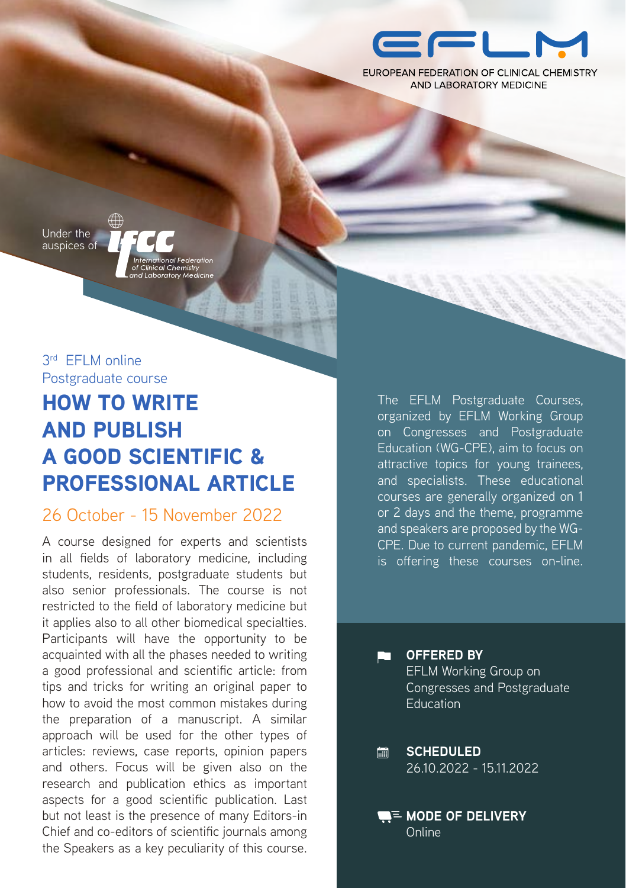EFLM

EUROPEAN FEDERATION OF CLINICAL CHEMISTRY AND LABORATORY MEDICINE

Under the auspices of IFCC – International Federation of Clinical Chemistry and Laboratory Medicine

3rd EFLM online Postgraduate course

# HOW TO WRITE AND PUBLISH A GOOD SCIENTIFIC & PROFESSIONAL ARTICLE

## 26 October - 15 November 2022

A course designed for experts and scientists in all fields of laboratory medicine, including students, residents, postgraduate students but also senior professionals. The course is not restricted to the field of laboratory medicine but it applies also to all other biomedical specialties. Participants will have the opportunity to be acquainted with all the phases needed to writing a good professional and scientific article: from tips and tricks for writing an original paper to how to avoid the most common mistakes during the preparation of a manuscript. A similar approach will be used for the other types of articles: reviews, case reports, opinion papers and others. Focus will be given also on the research and publication ethics as important aspects for a good scientific publication. Last but not least is the presence of many Editors-in Chief and co-editors of scientific journals among the Speakers as a key peculiarity of this course.

The EFLM Postgraduate Courses, organized by EFLM Working Group on Congresses and Postgraduate Education (WG-CPE), aim to focus on attractive topics for young trainees, and specialists. These educational courses are generally organized on 1 or 2 days and the theme, programme and speakers are proposed by the WG-CPE. Due to current pandemic, EFLM is offering these courses on-line.

**OFFERED BY**
EFLM Working Group on Congresses and Postgraduate Education

**SCHEDULED**
26.10.2022 - 15.11.2022

**MODE OF DELIVERY**
Online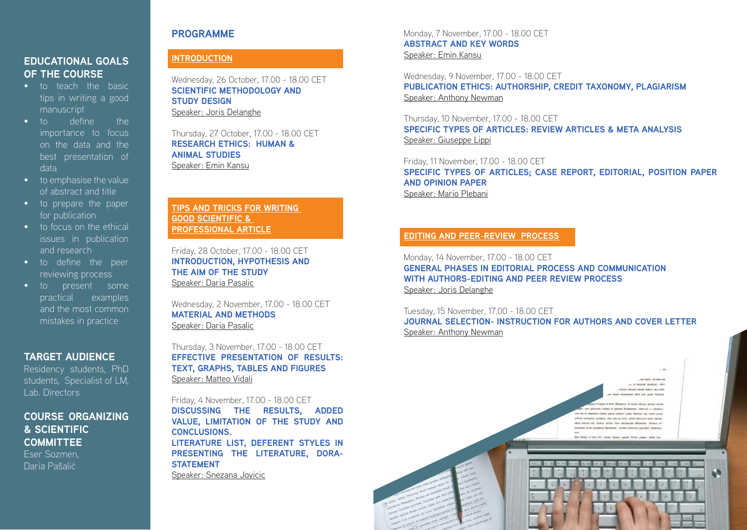## EDUCATIONAL GOALS OF THE COURSE

- to teach the basic tips in writing a good manuscript
- to define the importance to focus on the data and the best presentation of data
- to emphasise the value of abstract and title
- to prepare the paper for publication
- to focus on the ethical issues in publication and research
- to define the peer reviewing process
- to present some practical examples and the most common mistakes in practice

## TARGET AUDIENCE

Residency students, PhD students, Specialist of LM, Lab. Directors

## COURSE ORGANIZING & SCIENTIFIC COMMITTEE

Eser Sozmen,
Daria Pašalić

## PROGRAMME

### INTRODUCTION

Wednesday, 26 October, 17.00 - 18.00 CET
**SCIENTIFIC METHODOLOGY AND STUDY DESIGN**
Speaker: Joris Delanghe

Thursday, 27 October, 17.00 - 18.00 CET
**RESEARCH ETHICS: HUMAN & ANIMAL STUDIES**
Speaker: Emin Kansu

### TIPS AND TRICKS FOR WRITING GOOD SCIENTIFIC & PROFESSIONAL ARTICLE

Friday, 28 October, 17.00 - 18.00 CET
**INTRODUCTION, HYPOTHESIS AND THE AIM OF THE STUDY**
Speaker: Daria Pasalic

Wednesday, 2 November, 17.00 - 18.00 CET
**MATERIAL AND METHODS**
Speaker: Daria Pasalic

Thursday, 3 November, 17.00 - 18.00 CET
**EFFECTIVE PRESENTATION OF RESULTS: TEXT, GRAPHS, TABLES AND FIGURES**
Speaker: Matteo Vidali

Friday, 4 November, 17.00 - 18.00 CET
**DISCUSSING THE RESULTS, ADDED VALUE, LIMITATION OF THE STUDY AND CONCLUSIONS.**
**LITERATURE LIST, DEFERENT STYLES IN PRESENTING THE LITERATURE, DORA-STATEMENT**
Speaker: Snezana Jovicic

Monday, 7 November, 17.00 - 18.00 CET
**ABSTRACT AND KEY WORDS**
Speaker: Emin Kansu

Wednesday, 9 November, 17.00 - 18.00 CET
**PUBLICATION ETHICS: AUTHORSHIP, CREDIT TAXONOMY, PLAGIARISM**
Speaker: Anthony Newman

Thursday, 10 November, 17.00 - 18.00 CET
**SPECIFIC TYPES OF ARTICLES: REVIEW ARTICLES & META ANALYSIS**
Speaker: Giuseppe Lippi

Friday, 11 November, 17.00 - 18.00 CET
**SPECIFIC TYPES OF ARTICLES; CASE REPORT, EDITORIAL, POSITION PAPER AND OPINION PAPER**
Speaker: Mario Plebani

### EDITING AND PEER-REVIEW PROCESS

Monday, 14 November, 17.00 - 18.00 CET
**GENERAL PHASES IN EDITORIAL PROCESS AND COMMUNICATION WITH AUTHORS-EDITING AND PEER REVIEW PROCESS**
Speaker: Joris Delanghe

Tuesday, 15 November, 17.00 - 18.00 CET
**JOURNAL SELECTION- INSTRUCTION FOR AUTHORS AND COVER LETTER**
Speaker: Anthony Newman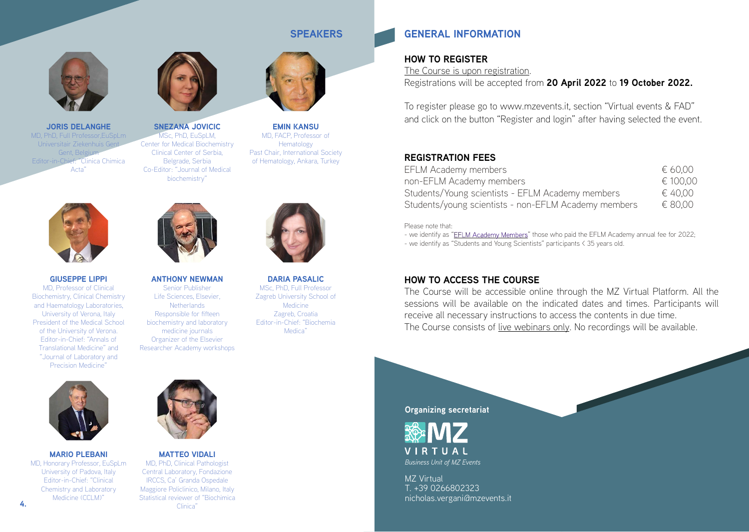## SPEAKERS

**JORIS DELANGHE**
MD, PhD, Full Professor,EuSpLm
Universitair Ziekenhuis Gent
Gent, Belgium
Editor-in-Chief: "Clinica Chimica Acta"

**SNEZANA JOVICIC**
MSc, PhD, EuSpLM,
Center for Medical Biochemistry
Clinical Center of Serbia,
Belgrade, Serbia
Co-Editor: "Journal of Medical biochemistry"

**EMIN KANSU**
MD, FACP, Professor of Hematology
Past Chair, International Society of Hematology, Ankara, Turkey

**GIUSEPPE LIPPI**
MD, Professor of Clinical Biochemistry, Clinical Chemistry and Haematology Laboratories,
University of Verona, Italy
President of the Medical School of the University of Verona.
Editor-in-Chief: "Annals of Translational Medicine" and "Journal of Laboratory and Precision Medicine"

**ANTHONY NEWMAN**
Senior Publisher
Life Sciences, Elsevier,
Netherlands
Responsible for fifteen biochemistry and laboratory medicine journals
Organizer of the Elsevier Researcher Academy workshops

**DARIA PASALIC**
MSc, PhD, Full Professor
Zagreb University School of Medicine
Zagreb, Croatia
Editor-in-Chief: "Biochemia Medica"

**MARIO PLEBANI**
MD, Honorary Professor, EuSpLm
University of Padova, Italy
Editor-in-Chief: "Clinical Chemistry and Laboratory Medicine (CCLM)"

**MATTEO VIDALI**
MD, PhD, Clinical Pathologist
Central Laboratory, Fondazione IRCCS, Ca' Granda Ospedale Maggiore Policlinico, Milano, Italy
Statistical reviewer of "Biochimica Clinica"

## GENERAL INFORMATION

### HOW TO REGISTER

The Course is upon registration.
Registrations will be accepted from **20 April 2022** to **19 October 2022.**

To register please go to www.mzevents.it, section "Virtual events & FAD" and click on the button "Register and login" after having selected the event.

### REGISTRATION FEES

| | |
|---|---|
| EFLM Academy members | € 60,00 |
| non-EFLM Academy members | € 100,00 |
| Students/Young scientists - EFLM Academy members | € 40,00 |
| Students/young scientists - non-EFLM Academy members | € 80,00 |

Please note that:
- we identify as "EFLM Academy Members" those who paid the EFLM Academy annual fee for 2022;
- we identify as "Students and Young Scientists" participants < 35 years old.

### HOW TO ACCESS THE COURSE

The Course will be accessible online through the MZ Virtual Platform. All the sessions will be available on the indicated dates and times. Participants will receive all necessary instructions to access the contents in due time.
The Course consists of live webinars only. No recordings will be available.

**Organizing secretariat**

MZ VIRTUAL
*Business Unit of MZ Events*

MZ Virtual
T. +39 0266802323
nicholas.vergani@mzevents.it